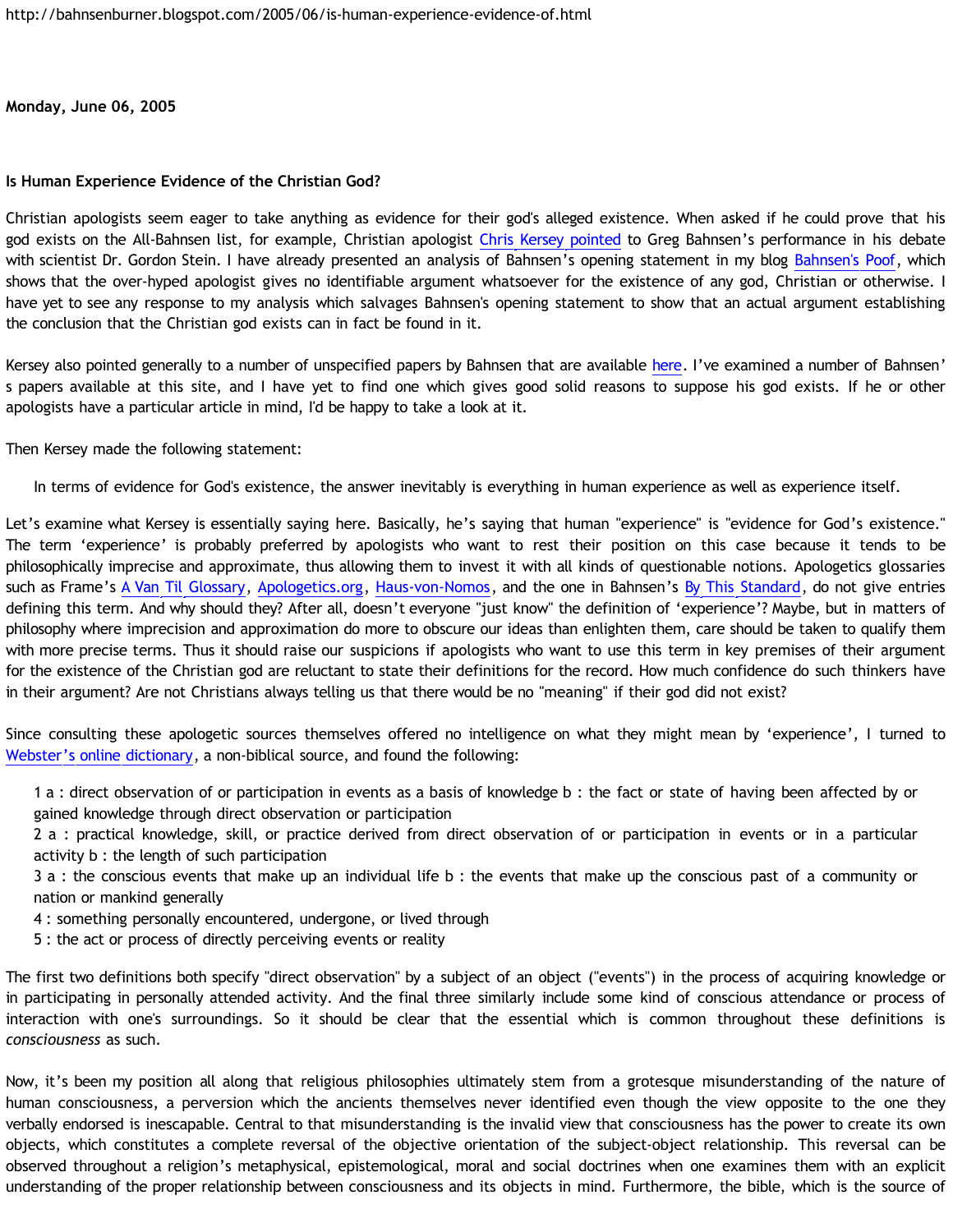http://bahnsenburner.blogspot.com/2005/06/is-human-experience-evidence-of.html

**Monday, June 06, 2005**

**Is Human Experience Evidence of the Christian God?**

Christian apologists seem eager to take anything as evidence for their god's alleged existence. When asked if he could prove that his god exists on the All-Bahnsen list, for example, Christian apologist Chris Kersey pointed to Greg Bahnsen's performance in his debate with scientist Dr. Gordon Stein. I have already presented an analysis of Bahnsen's opening statement in my blog Bahnsen's Poof, which shows that the over-hyped apologist gives no identifiable argument whatsoever for the existence of any god, Christian or otherwise. I have yet to see any response to my analysis which salvages Bahnsen's opening statement to show that an actual argument establishing the conclusion that the Christian god exists can in fact be found in it.

Kersey also pointed generally to a number of unspecified papers by Bahnsen that are available here. I've examined a number of Bahnsen's papers available at this site, and I have yet to find one which gives good solid reasons to suppose his god exists. If he or other apologists have a particular article in mind, I'd be happy to take a look at it.

Then Kersey made the following statement:

> In terms of evidence for God's existence, the answer inevitably is everything in human experience as well as experience itself.

Let's examine what Kersey is essentially saying here. Basically, he's saying that human "experience" is "evidence for God's existence." The term 'experience' is probably preferred by apologists who want to rest their position on this case because it tends to be philosophically imprecise and approximate, thus allowing them to invest it with all kinds of questionable notions. Apologetics glossaries such as Frame's A Van Til Glossary, Apologetics.org, Haus-von-Nomos, and the one in Bahnsen's By This Standard, do not give entries defining this term. And why should they? After all, doesn't everyone "just know" the definition of 'experience'? Maybe, but in matters of philosophy where imprecision and approximation do more to obscure our ideas than enlighten them, care should be taken to qualify them with more precise terms. Thus it should raise our suspicions if apologists who want to use this term in key premises of their argument for the existence of the Christian god are reluctant to state their definitions for the record. How much confidence do such thinkers have in their argument? Are not Christians always telling us that there would be no "meaning" if their god did not exist?

Since consulting these apologetic sources themselves offered no intelligence on what they might mean by 'experience', I turned to Webster's online dictionary, a non-biblical source, and found the following:

> 1 a : direct observation of or participation in events as a basis of knowledge b : the fact or state of having been affected by or gained knowledge through direct observation or participation
> 2 a : practical knowledge, skill, or practice derived from direct observation of or participation in events or in a particular activity b : the length of such participation
> 3 a : the conscious events that make up an individual life b : the events that make up the conscious past of a community or nation or mankind generally
> 4 : something personally encountered, undergone, or lived through
> 5 : the act or process of directly perceiving events or reality

The first two definitions both specify "direct observation" by a subject of an object ("events") in the process of acquiring knowledge or in participating in personally attended activity. And the final three similarly include some kind of conscious attendance or process of interaction with one's surroundings. So it should be clear that the essential which is common throughout these definitions is *consciousness* as such.

Now, it's been my position all along that religious philosophies ultimately stem from a grotesque misunderstanding of the nature of human consciousness, a perversion which the ancients themselves never identified even though the view opposite to the one they verbally endorsed is inescapable. Central to that misunderstanding is the invalid view that consciousness has the power to create its own objects, which constitutes a complete reversal of the objective orientation of the subject-object relationship. This reversal can be observed throughout a religion's metaphysical, epistemological, moral and social doctrines when one examines them with an explicit understanding of the proper relationship between consciousness and its objects in mind. Furthermore, the bible, which is the source of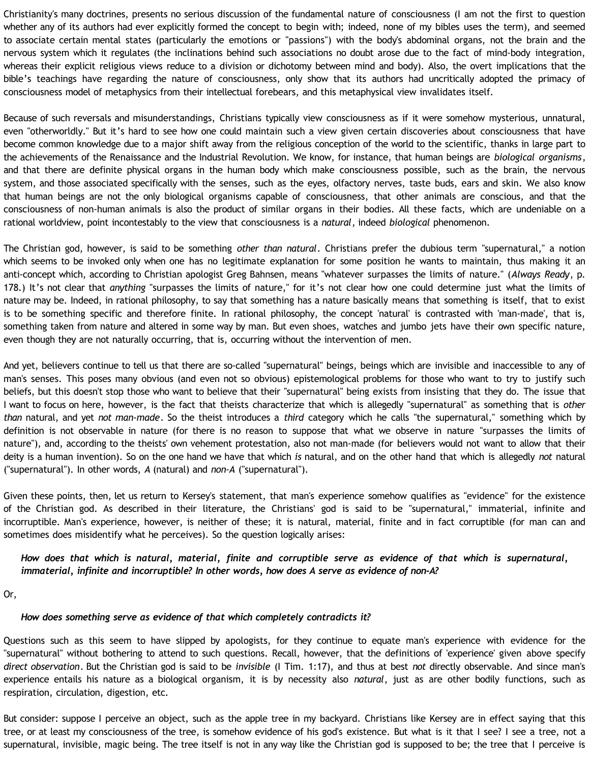Christianity's many doctrines, presents no serious discussion of the fundamental nature of consciousness (I am not the first to question whether any of its authors had ever explicitly formed the concept to begin with; indeed, none of my bibles uses the term), and seemed to associate certain mental states (particularly the emotions or "passions") with the body's abdominal organs, not the brain and the nervous system which it regulates (the inclinations behind such associations no doubt arose due to the fact of mind-body integration, whereas their explicit religious views reduce to a division or dichotomy between mind and body). Also, the overt implications that the bible's teachings have regarding the nature of consciousness, only show that its authors had uncritically adopted the primacy of consciousness model of metaphysics from their intellectual forebears, and this metaphysical view invalidates itself.

Because of such reversals and misunderstandings, Christians typically view consciousness as if it were somehow mysterious, unnatural, even "otherworldly." But it's hard to see how one could maintain such a view given certain discoveries about consciousness that have become common knowledge due to a major shift away from the religious conception of the world to the scientific, thanks in large part to the achievements of the Renaissance and the Industrial Revolution. We know, for instance, that human beings are *biological organisms*, and that there are definite physical organs in the human body which make consciousness possible, such as the brain, the nervous system, and those associated specifically with the senses, such as the eyes, olfactory nerves, taste buds, ears and skin. We also know that human beings are not the only biological organisms capable of consciousness, that other animals are conscious, and that the consciousness of non-human animals is also the product of similar organs in their bodies. All these facts, which are undeniable on a rational worldview, point incontestably to the view that consciousness is a *natural*, indeed *biological* phenomenon.

The Christian god, however, is said to be something *other than natural*. Christians prefer the dubious term "supernatural," a notion which seems to be invoked only when one has no legitimate explanation for some position he wants to maintain, thus making it an anti-concept which, according to Christian apologist Greg Bahnsen, means "whatever surpasses the limits of nature." (*Always Ready*, p. 178.) It's not clear that *anything* "surpasses the limits of nature," for it's not clear how one could determine just what the limits of nature may be. Indeed, in rational philosophy, to say that something has a nature basically means that something is itself, that to exist is to be something specific and therefore finite. In rational philosophy, the concept 'natural' is contrasted with 'man-made', that is, something taken from nature and altered in some way by man. But even shoes, watches and jumbo jets have their own specific nature, even though they are not naturally occurring, that is, occurring without the intervention of men.

And yet, believers continue to tell us that there are so-called "supernatural" beings, beings which are invisible and inaccessible to any of man's senses. This poses many obvious (and even not so obvious) epistemological problems for those who want to try to justify such beliefs, but this doesn't stop those who want to believe that their "supernatural" being exists from insisting that they do. The issue that I want to focus on here, however, is the fact that theists characterize that which is allegedly "supernatural" as something that is *other than* natural, and yet *not man-made*. So the theist introduces a *third* category which he calls "the supernatural," something which by definition is not observable in nature (for there is no reason to suppose that what we observe in nature "surpasses the limits of nature"), and, according to the theists' own vehement protestation, also not man-made (for believers would not want to allow that their deity is a human invention). So on the one hand we have that which *is* natural, and on the other hand that which is allegedly *not* natural ("supernatural"). In other words, *A* (natural) and *non-A* ("supernatural").

Given these points, then, let us return to Kersey's statement, that man's experience somehow qualifies as "evidence" for the existence of the Christian god. As described in their literature, the Christians' god is said to be "supernatural," immaterial, infinite and incorruptible. Man's experience, however, is neither of these; it is natural, material, finite and in fact corruptible (for man can and sometimes does misidentify what he perceives). So the question logically arises:

> ***How does that which is natural, material, finite and corruptible serve as evidence of that which is supernatural, immaterial, infinite and incorruptible? In other words, how does A serve as evidence of non-A?***

Or,

> ***How does something serve as evidence of that which completely contradicts it?***

Questions such as this seem to have slipped by apologists, for they continue to equate man's experience with evidence for the "supernatural" without bothering to attend to such questions. Recall, however, that the definitions of 'experience' given above specify *direct observation*. But the Christian god is said to be *invisible* (I Tim. 1:17), and thus at best *not* directly observable. And since man's experience entails his nature as a biological organism, it is by necessity also *natural*, just as are other bodily functions, such as respiration, circulation, digestion, etc.

But consider: suppose I perceive an object, such as the apple tree in my backyard. Christians like Kersey are in effect saying that this tree, or at least my consciousness of the tree, is somehow evidence of his god's existence. But what is it that I see? I see a tree, not a supernatural, invisible, magic being. The tree itself is not in any way like the Christian god is supposed to be; the tree that I perceive is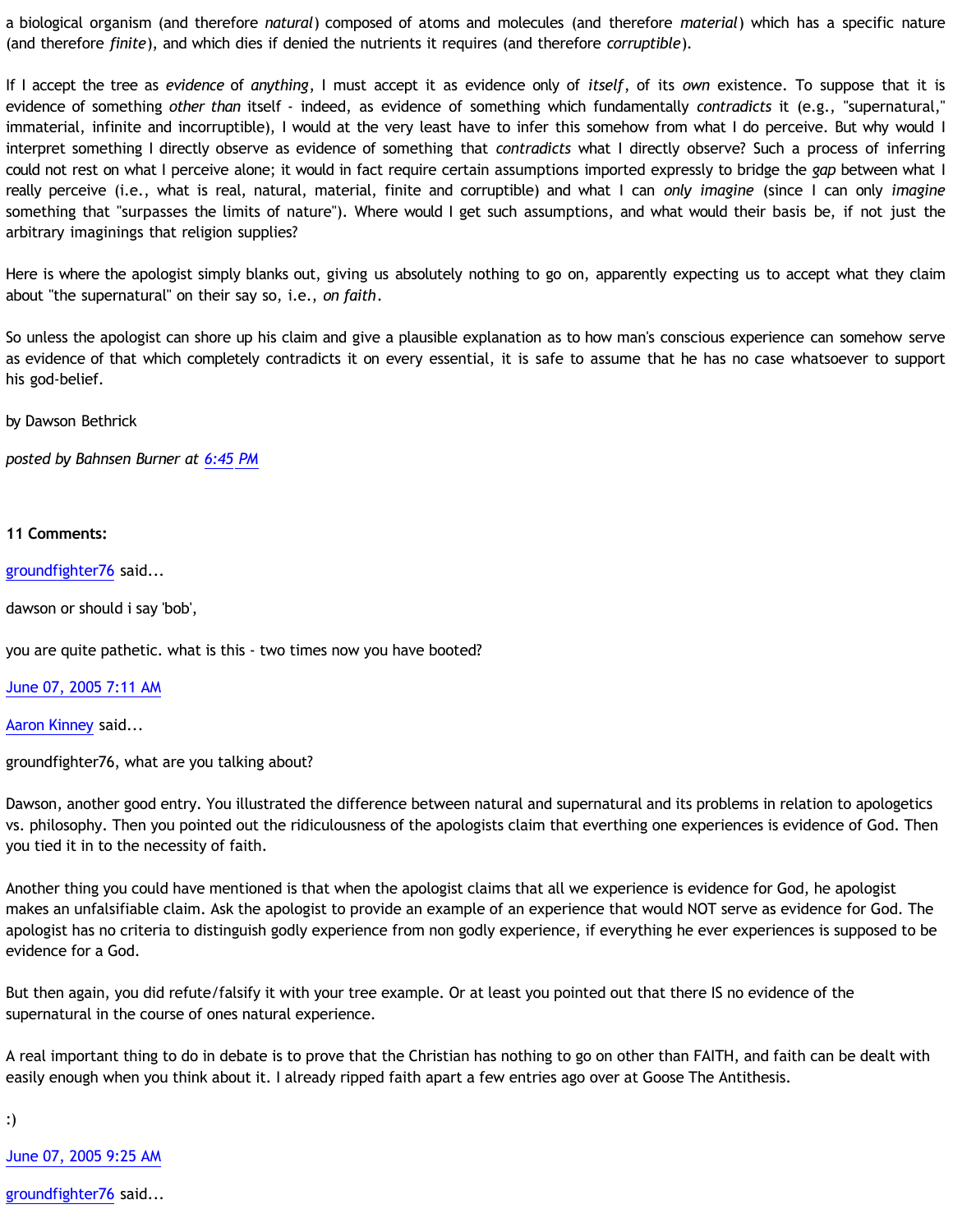a biological organism (and therefore *natural*) composed of atoms and molecules (and therefore *material*) which has a specific nature (and therefore *finite*), and which dies if denied the nutrients it requires (and therefore *corruptible*).

If I accept the tree as *evidence* of *anything*, I must accept it as evidence only of *itself*, of its *own* existence. To suppose that it is evidence of something *other than* itself - indeed, as evidence of something which fundamentally *contradicts* it (e.g., "supernatural," immaterial, infinite and incorruptible), I would at the very least have to infer this somehow from what I do perceive. But why would I interpret something I directly observe as evidence of something that *contradicts* what I directly observe? Such a process of inferring could not rest on what I perceive alone; it would in fact require certain assumptions imported expressly to bridge the *gap* between what I really perceive (i.e., what is real, natural, material, finite and corruptible) and what I can *only imagine* (since I can only *imagine* something that "surpasses the limits of nature"). Where would I get such assumptions, and what would their basis be, if not just the arbitrary imaginings that religion supplies?

Here is where the apologist simply blanks out, giving us absolutely nothing to go on, apparently expecting us to accept what they claim about "the supernatural" on their say so, i.e., *on faith*.

So unless the apologist can shore up his claim and give a plausible explanation as to how man's conscious experience can somehow serve as evidence of that which completely contradicts it on every essential, it is safe to assume that he has no case whatsoever to support his god-belief.

by Dawson Bethrick

*posted by Bahnsen Burner at 6:45 PM*

**11 Comments:**

groundfighter76 said...

dawson or should i say 'bob',

you are quite pathetic. what is this - two times now you have booted?

June 07, 2005 7:11 AM

Aaron Kinney said...

groundfighter76, what are you talking about?

Dawson, another good entry. You illustrated the difference between natural and supernatural and its problems in relation to apologetics vs. philosophy. Then you pointed out the ridiculousness of the apologists claim that everthing one experiences is evidence of God. Then you tied it in to the necessity of faith.

Another thing you could have mentioned is that when the apologist claims that all we experience is evidence for God, he apologist makes an unfalsifiable claim. Ask the apologist to provide an example of an experience that would NOT serve as evidence for God. The apologist has no criteria to distinguish godly experience from non godly experience, if everything he ever experiences is supposed to be evidence for a God.

But then again, you did refute/falsify it with your tree example. Or at least you pointed out that there IS no evidence of the supernatural in the course of ones natural experience.

A real important thing to do in debate is to prove that the Christian has nothing to go on other than FAITH, and faith can be dealt with easily enough when you think about it. I already ripped faith apart a few entries ago over at Goose The Antithesis.

:)

June 07, 2005 9:25 AM

groundfighter76 said...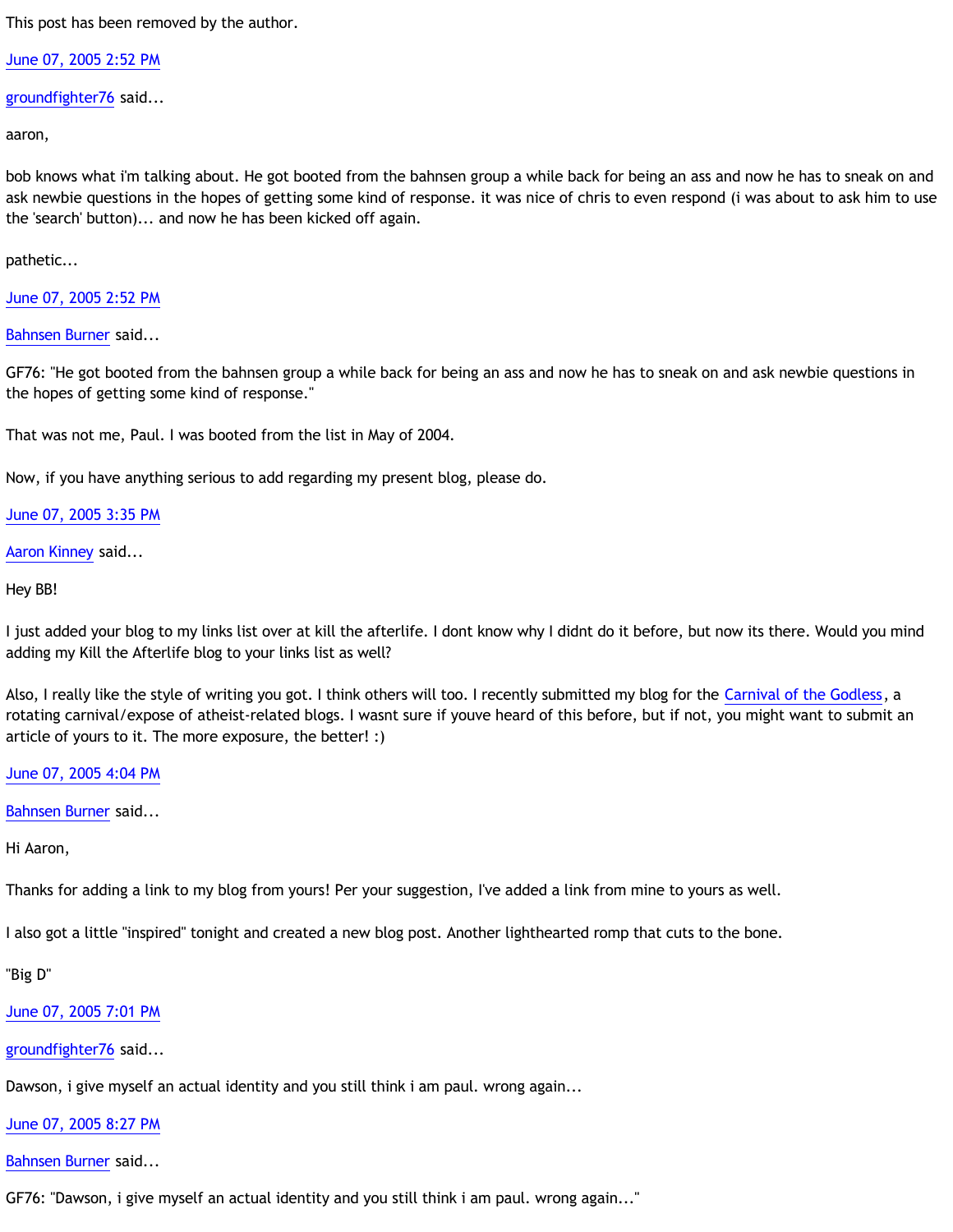This post has been removed by the author.

June 07, 2005 2:52 PM

groundfighter76 said...

aaron,

bob knows what i'm talking about. He got booted from the bahnsen group a while back for being an ass and now he has to sneak on and ask newbie questions in the hopes of getting some kind of response. it was nice of chris to even respond (i was about to ask him to use the 'search' button)... and now he has been kicked off again.

pathetic...

June 07, 2005 2:52 PM

Bahnsen Burner said...

GF76: "He got booted from the bahnsen group a while back for being an ass and now he has to sneak on and ask newbie questions in the hopes of getting some kind of response."

That was not me, Paul. I was booted from the list in May of 2004.

Now, if you have anything serious to add regarding my present blog, please do.

June 07, 2005 3:35 PM

Aaron Kinney said...

Hey BB!

I just added your blog to my links list over at kill the afterlife. I dont know why I didnt do it before, but now its there. Would you mind adding my Kill the Afterlife blog to your links list as well?

Also, I really like the style of writing you got. I think others will too. I recently submitted my blog for the Carnival of the Godless, a rotating carnival/expose of atheist-related blogs. I wasnt sure if youve heard of this before, but if not, you might want to submit an article of yours to it. The more exposure, the better! :)

June 07, 2005 4:04 PM

Bahnsen Burner said...

Hi Aaron,

Thanks for adding a link to my blog from yours! Per your suggestion, I've added a link from mine to yours as well.

I also got a little "inspired" tonight and created a new blog post. Another lighthearted romp that cuts to the bone.

"Big D"

June 07, 2005 7:01 PM

groundfighter76 said...

Dawson, i give myself an actual identity and you still think i am paul. wrong again...

June 07, 2005 8:27 PM

Bahnsen Burner said...

GF76: "Dawson, i give myself an actual identity and you still think i am paul. wrong again..."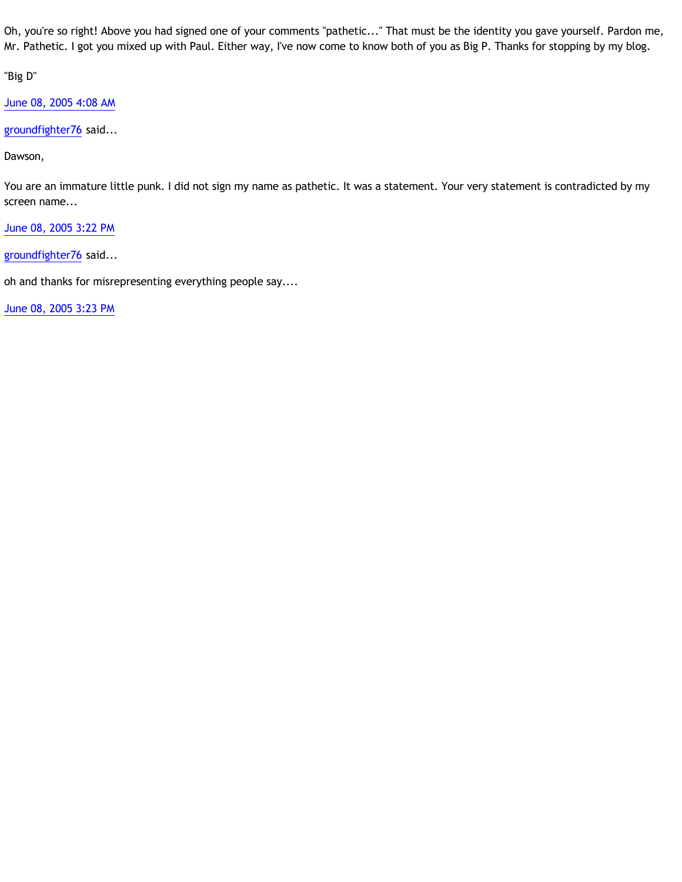Oh, you're so right! Above you had signed one of your comments "pathetic..." That must be the identity you gave yourself. Pardon me, Mr. Pathetic. I got you mixed up with Paul. Either way, I've now come to know both of you as Big P. Thanks for stopping by my blog.

"Big D"

June 08, 2005 4:08 AM

groundfighter76 said...

Dawson,

You are an immature little punk. I did not sign my name as pathetic. It was a statement. Your very statement is contradicted by my screen name...

June 08, 2005 3:22 PM

groundfighter76 said...

oh and thanks for misrepresenting everything people say....

June 08, 2005 3:23 PM